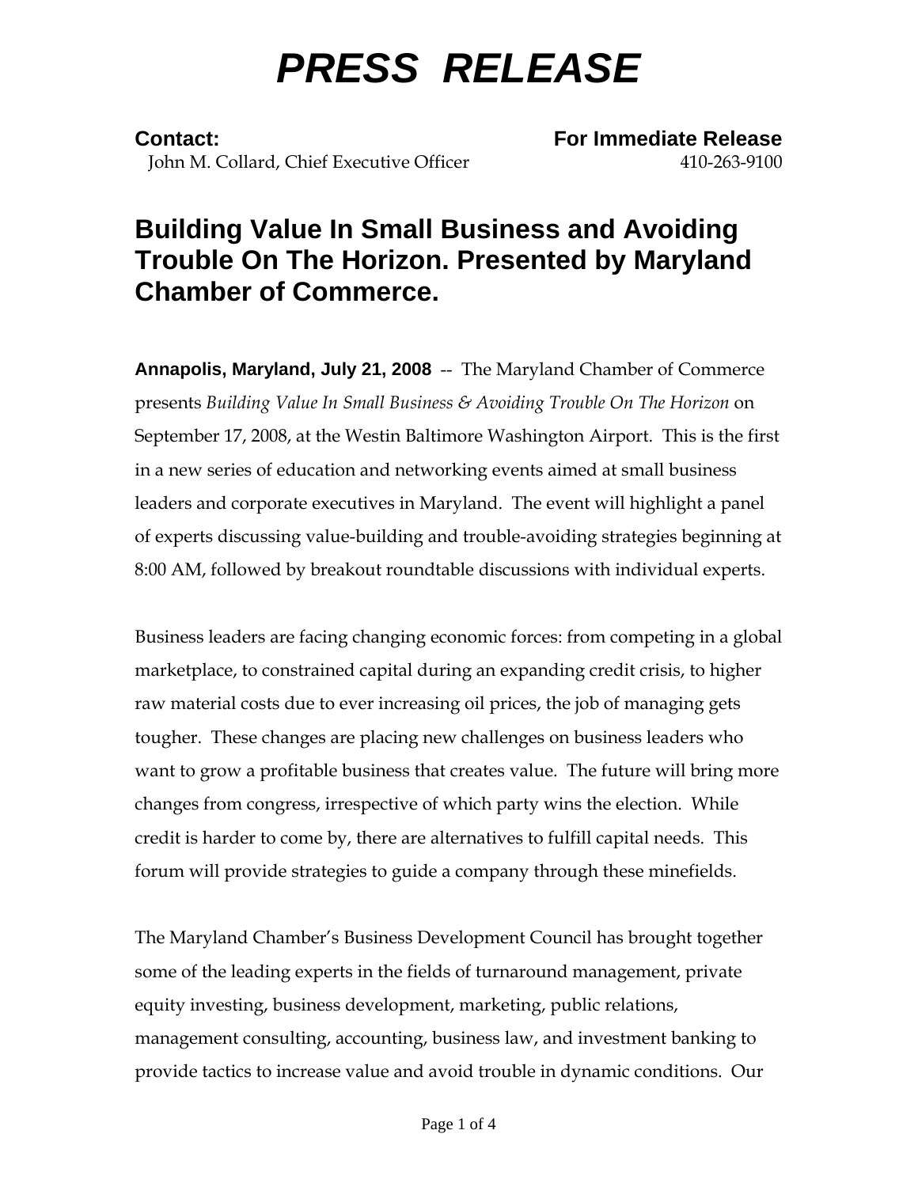# PRESS RELEASE

**Contact:** **For Immediate Release**

John M. Collard, Chief Executive Officer 410-263-9100

## Building Value In Small Business and Avoiding Trouble On The Horizon. Presented by Maryland Chamber of Commerce.

**Annapolis, Maryland, July 21, 2008** -- The Maryland Chamber of Commerce presents *Building Value In Small Business & Avoiding Trouble On The Horizon* on September 17, 2008, at the Westin Baltimore Washington Airport. This is the first in a new series of education and networking events aimed at small business leaders and corporate executives in Maryland. The event will highlight a panel of experts discussing value-building and trouble-avoiding strategies beginning at 8:00 AM, followed by breakout roundtable discussions with individual experts.

Business leaders are facing changing economic forces: from competing in a global marketplace, to constrained capital during an expanding credit crisis, to higher raw material costs due to ever increasing oil prices, the job of managing gets tougher. These changes are placing new challenges on business leaders who want to grow a profitable business that creates value. The future will bring more changes from congress, irrespective of which party wins the election. While credit is harder to come by, there are alternatives to fulfill capital needs. This forum will provide strategies to guide a company through these minefields.

The Maryland Chamber's Business Development Council has brought together some of the leading experts in the fields of turnaround management, private equity investing, business development, marketing, public relations, management consulting, accounting, business law, and investment banking to provide tactics to increase value and avoid trouble in dynamic conditions. Our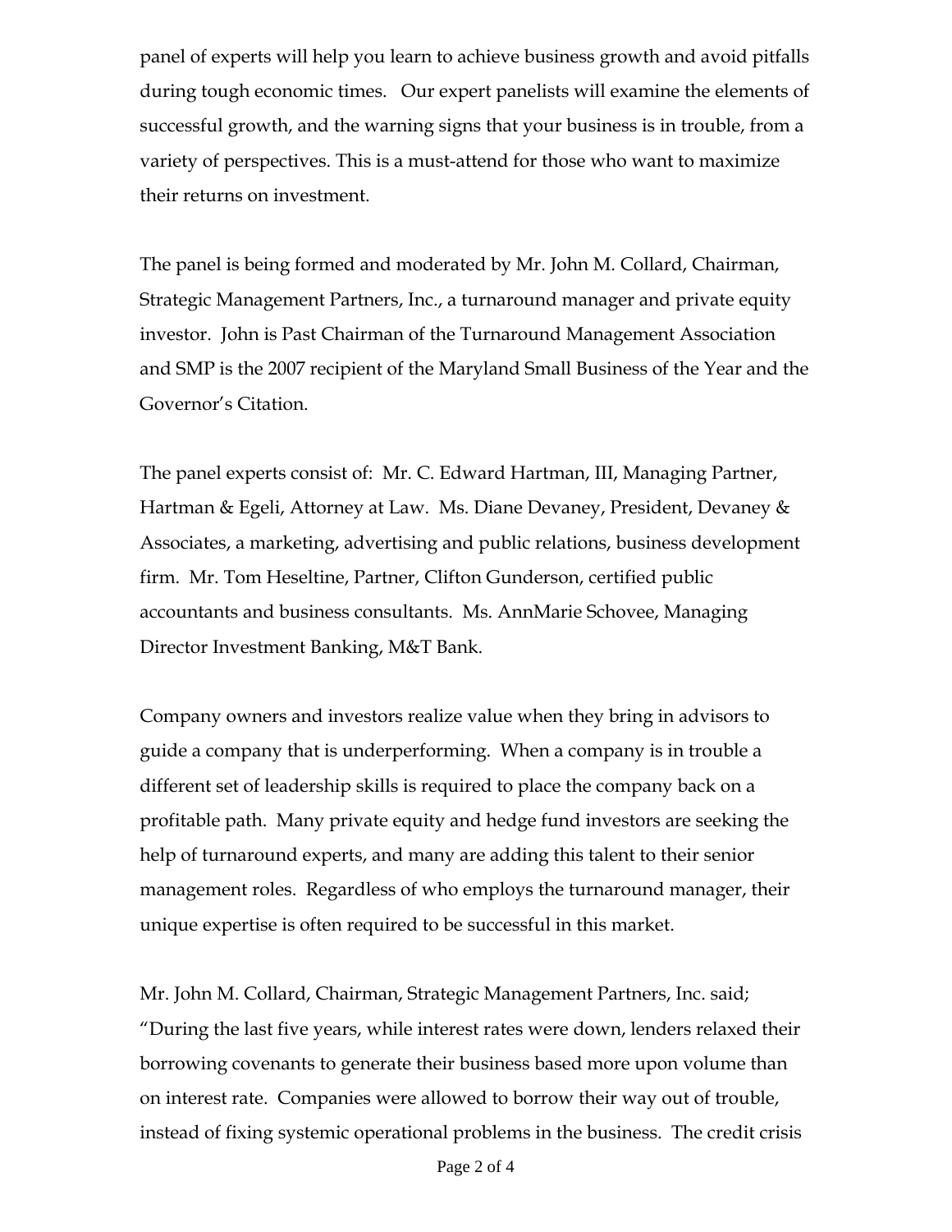panel of experts will help you learn to achieve business growth and avoid pitfalls during tough economic times. Our expert panelists will examine the elements of successful growth, and the warning signs that your business is in trouble, from a variety of perspectives. This is a must-attend for those who want to maximize their returns on investment.

The panel is being formed and moderated by Mr. John M. Collard, Chairman, Strategic Management Partners, Inc., a turnaround manager and private equity investor. John is Past Chairman of the Turnaround Management Association and SMP is the 2007 recipient of the Maryland Small Business of the Year and the Governor's Citation.

The panel experts consist of: Mr. C. Edward Hartman, III, Managing Partner, Hartman & Egeli, Attorney at Law. Ms. Diane Devaney, President, Devaney & Associates, a marketing, advertising and public relations, business development firm. Mr. Tom Heseltine, Partner, Clifton Gunderson, certified public accountants and business consultants. Ms. AnnMarie Schovee, Managing Director Investment Banking, M&T Bank.

Company owners and investors realize value when they bring in advisors to guide a company that is underperforming. When a company is in trouble a different set of leadership skills is required to place the company back on a profitable path. Many private equity and hedge fund investors are seeking the help of turnaround experts, and many are adding this talent to their senior management roles. Regardless of who employs the turnaround manager, their unique expertise is often required to be successful in this market.

Mr. John M. Collard, Chairman, Strategic Management Partners, Inc. said; "During the last five years, while interest rates were down, lenders relaxed their borrowing covenants to generate their business based more upon volume than on interest rate. Companies were allowed to borrow their way out of trouble, instead of fixing systemic operational problems in the business. The credit crisis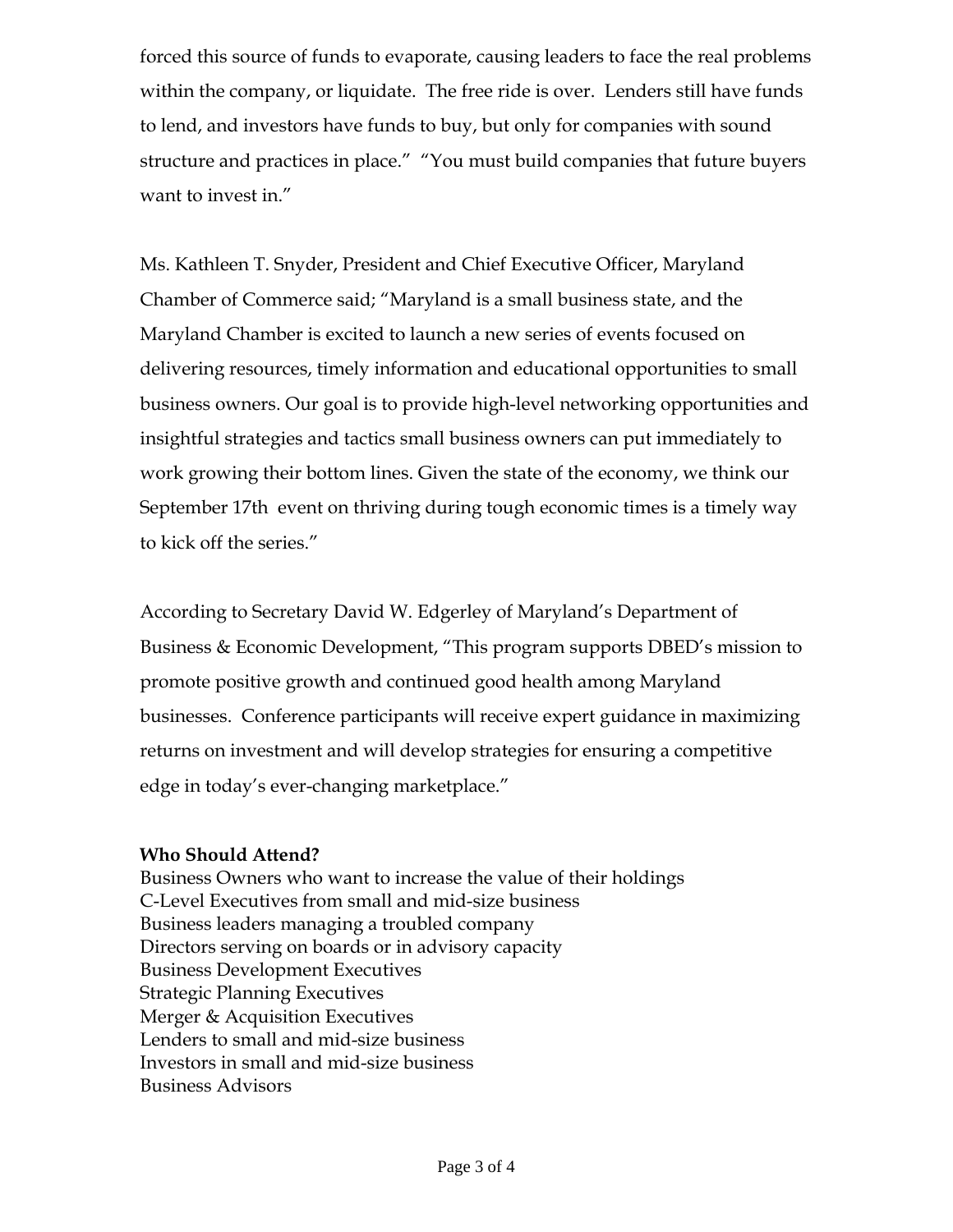forced this source of funds to evaporate, causing leaders to face the real problems within the company, or liquidate. The free ride is over. Lenders still have funds to lend, and investors have funds to buy, but only for companies with sound structure and practices in place." "You must build companies that future buyers want to invest in."

Ms. Kathleen T. Snyder, President and Chief Executive Officer, Maryland Chamber of Commerce said; "Maryland is a small business state, and the Maryland Chamber is excited to launch a new series of events focused on delivering resources, timely information and educational opportunities to small business owners. Our goal is to provide high-level networking opportunities and insightful strategies and tactics small business owners can put immediately to work growing their bottom lines. Given the state of the economy, we think our September 17th event on thriving during tough economic times is a timely way to kick off the series."

According to Secretary David W. Edgerley of Maryland's Department of Business & Economic Development, "This program supports DBED's mission to promote positive growth and continued good health among Maryland businesses. Conference participants will receive expert guidance in maximizing returns on investment and will develop strategies for ensuring a competitive edge in today's ever-changing marketplace."

**Who Should Attend?**

Business Owners who want to increase the value of their holdings
C-Level Executives from small and mid-size business
Business leaders managing a troubled company
Directors serving on boards or in advisory capacity
Business Development Executives
Strategic Planning Executives
Merger & Acquisition Executives
Lenders to small and mid-size business
Investors in small and mid-size business
Business Advisors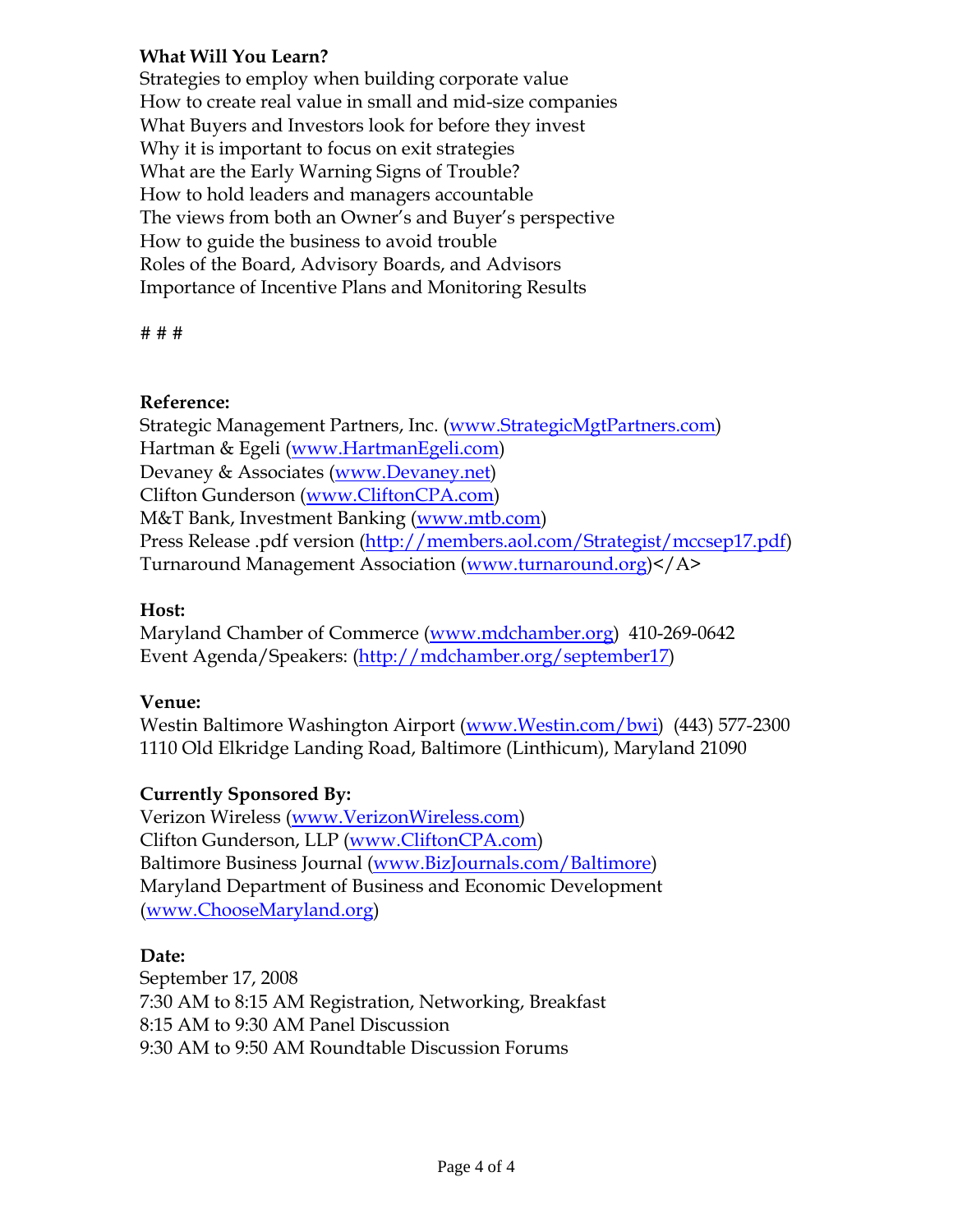**What Will You Learn?**

Strategies to employ when building corporate value
How to create real value in small and mid-size companies
What Buyers and Investors look for before they invest
Why it is important to focus on exit strategies
What are the Early Warning Signs of Trouble?
How to hold leaders and managers accountable
The views from both an Owner's and Buyer's perspective
How to guide the business to avoid trouble
Roles of the Board, Advisory Boards, and Advisors
Importance of Incentive Plans and Monitoring Results

# # #

**Reference:**

Strategic Management Partners, Inc. (www.StrategicMgtPartners.com)
Hartman & Egeli (www.HartmanEgeli.com)
Devaney & Associates (www.Devaney.net)
Clifton Gunderson (www.CliftonCPA.com)
M&T Bank, Investment Banking (www.mtb.com)
Press Release .pdf version (http://members.aol.com/Strategist/mccsep17.pdf)
Turnaround Management Association (www.turnaround.org)</A>

**Host:**

Maryland Chamber of Commerce (www.mdchamber.org) 410-269-0642
Event Agenda/Speakers: (http://mdchamber.org/september17)

**Venue:**

Westin Baltimore Washington Airport (www.Westin.com/bwi) (443) 577-2300
1110 Old Elkridge Landing Road, Baltimore (Linthicum), Maryland 21090

**Currently Sponsored By:**

Verizon Wireless (www.VerizonWireless.com)
Clifton Gunderson, LLP (www.CliftonCPA.com)
Baltimore Business Journal (www.BizJournals.com/Baltimore)
Maryland Department of Business and Economic Development (www.ChooseMaryland.org)

**Date:**

September 17, 2008
7:30 AM to 8:15 AM Registration, Networking, Breakfast
8:15 AM to 9:30 AM Panel Discussion
9:30 AM to 9:50 AM Roundtable Discussion Forums